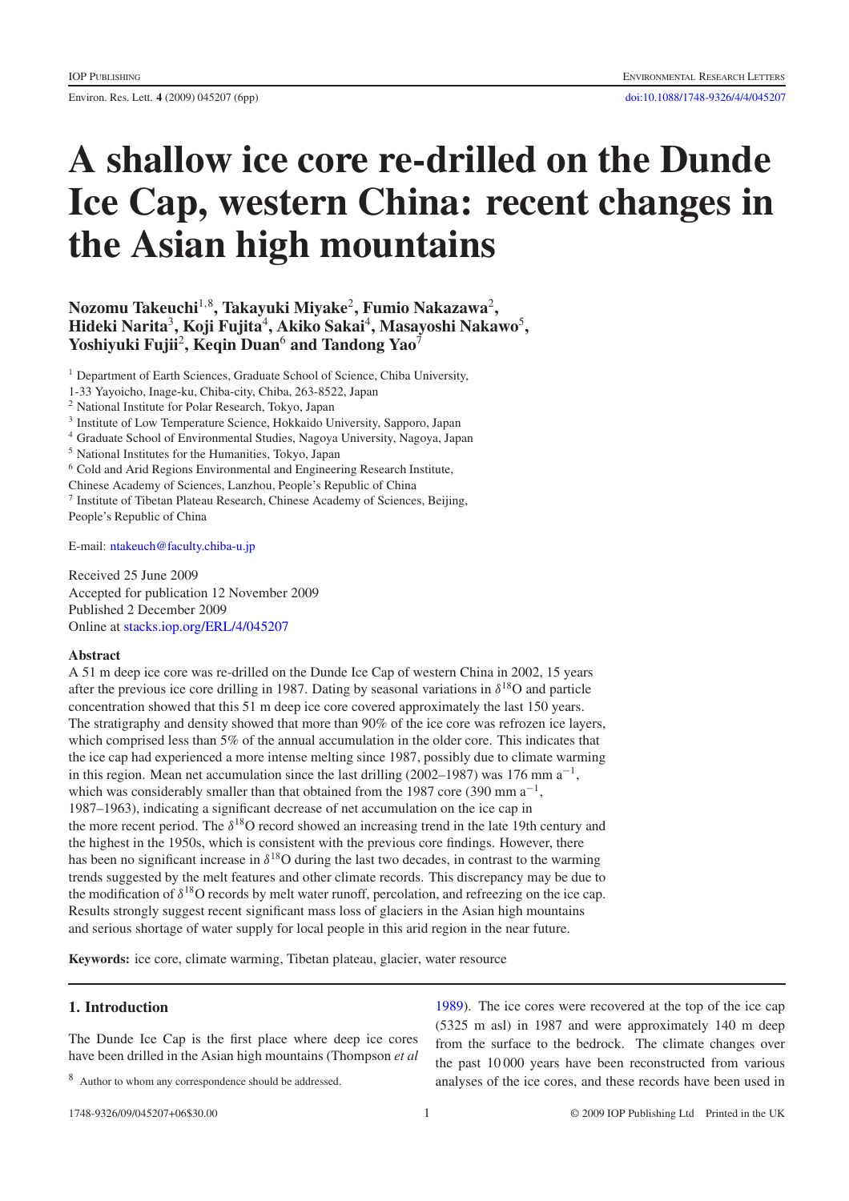# A shallow ice core re-drilled on the Dunde Ice Cap, western China: recent changes in the Asian high mountains

**Nozomu Takeuchi[1,8], Takayuki Miyake[2], Fumio Nakazawa[2], Hideki Narita[3], Koji Fujita[4], Akiko Sakai[4], Masayoshi Nakawo[5], Yoshiyuki Fujii[2], Keqin Duan[6] and Tandong Yao[7]**

[1] Department of Earth Sciences, Graduate School of Science, Chiba University, 1-33 Yayoicho, Inage-ku, Chiba-city, Chiba, 263-8522, Japan
[2] National Institute for Polar Research, Tokyo, Japan
[3] Institute of Low Temperature Science, Hokkaido University, Sapporo, Japan
[4] Graduate School of Environmental Studies, Nagoya University, Nagoya, Japan
[5] National Institutes for the Humanities, Tokyo, Japan
[6] Cold and Arid Regions Environmental and Engineering Research Institute, Chinese Academy of Sciences, Lanzhou, People's Republic of China
[7] Institute of Tibetan Plateau Research, Chinese Academy of Sciences, Beijing, People's Republic of China

E-mail: ntakeuch@faculty.chiba-u.jp

Received 25 June 2009
Accepted for publication 12 November 2009
Published 2 December 2009
Online at stacks.iop.org/ERL/4/045207

## Abstract

A 51 m deep ice core was re-drilled on the Dunde Ice Cap of western China in 2002, 15 years after the previous ice core drilling in 1987. Dating by seasonal variations in $\delta^{18}$O and particle concentration showed that this 51 m deep ice core covered approximately the last 150 years. The stratigraphy and density study showed that more than 90% of the ice core was refrozen ice layers, which comprised less than 5% of the annual accumulation in the older core. This indicates that the ice cap had experienced a more intense melting since 1987, possibly due to climate warming in this region. Mean net accumulation since the last drilling (2002–1987) was 176 mm a$^{-1}$, which was considerably smaller than that obtained from the 1987 core (390 mm a$^{-1}$, 1987–1963), indicating a significant decrease of net accumulation on the ice cap in the more recent period. The $\delta^{18}$O record showed an increasing trend in the late 19th century and the highest in the 1950s, which is consistent with the previous core findings. However, there has been no significant increase in $\delta^{18}$O during the last two decades, in contrast to the warming trends suggested by the melt features and other climate records. This discrepancy may be due to the modification of $\delta^{18}$O records by melt water runoff, percolation, and refreezing on the ice cap. Results strongly suggest recent significant mass loss of glaciers in the Asian high mountains and serious shortage of water supply for local people in this arid region in the near future.

**Keywords:** ice core, climate warming, Tibetan plateau, glacier, water resource

## 1. Introduction

The Dunde Ice Cap is the first place where deep ice cores have been drilled in the Asian high mountains (Thompson *et al* 1989). The ice cores were recovered at the top of the ice cap (5325 m asl) in 1987 and were approximately 140 m deep from the surface to the bedrock. The climate changes over the past 10 000 years have been reconstructed from various analyses of the ice cores, and these records have been used in

[8] Author to whom any correspondence should be addressed.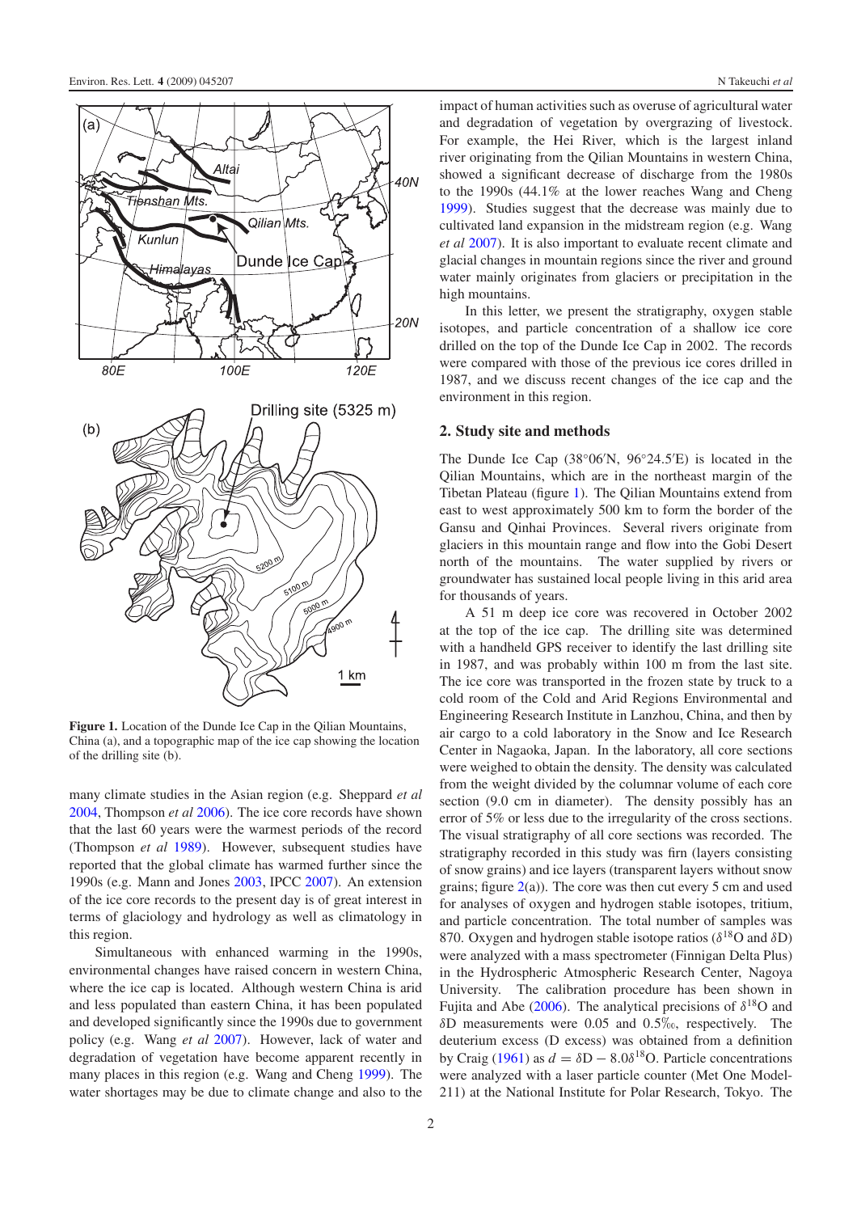Figure 1. Location of the Dunde Ice Cap in the Qilian Mountains, China (a), and a topographic map of the ice cap showing the location of the drilling site (b).

many climate studies in the Asian region (e.g. Sheppard *et al* 2004, Thompson *et al* 2006). The ice core records have shown that the last 60 years were the warmest periods of the record (Thompson *et al* 1989). However, subsequent studies have reported that the global climate has warmed further since the 1990s (e.g. Mann and Jones 2003, IPCC 2007). An extension of the ice core records to the present day is of great interest in terms of glaciology and hydrology as well as climatology in this region.

Simultaneous with enhanced warming in the 1990s, environmental changes have raised concern in western China, where the ice cap is located. Although western China is arid and less populated than eastern China, it has been populated and developed significantly since the 1990s due to government policy (e.g. Wang *et al* 2007). However, lack of water and degradation of vegetation have become apparent recently in many places in this region (e.g. Wang and Cheng 1999). The water shortages may be due to climate change and also to the impact of human activities such as overuse of agricultural water and degradation of vegetation by overgrazing of livestock. For example, the Hei River, which is the largest inland river originating from the Qilian Mountains in western China, showed a significant decrease of discharge from the 1980s to the 1990s (44.1% at the lower reaches Wang and Cheng 1999). Studies suggest that the decrease was mainly due to cultivated land expansion in the midstream region (e.g. Wang *et al* 2007). It is also important to evaluate recent climate and glacial changes in mountain regions since the river and ground water mainly originates from glaciers or precipitation in the high mountains.

In this letter, we present the stratigraphy, oxygen stable isotopes, and particle concentration of a shallow ice core drilled on the top of the Dunde Ice Cap in 2002. The records were compared with those of the previous ice cores drilled in 1987, and we discuss recent changes of the ice cap and the environment in this region.

## 2. Study site and methods

The Dunde Ice Cap (38°06′N, 96°24.5′E) is located in the Qilian Mountains, which are in the northeast margin of the Tibetan Plateau (figure 1). The Qilian Mountains extend from east to west approximately 500 km to form the border of the Gansu and Qinhai Provinces. Several rivers originate from glaciers in this mountain range and flow into the Gobi Desert north of the mountains. The water supplied by rivers or groundwater has sustained local people living in this arid area for thousands of years.

A 51 m deep ice core was recovered in October 2002 at the top of the ice cap. The drilling site was determined with a handheld GPS receiver to identify the last drilling site in 1987, and was probably within 100 m from the last site. The ice core was transported in the frozen state by truck to a cold room of the Cold and Arid Regions Environmental and Engineering Research Institute in Lanzhou, China, and then by air cargo to a cold laboratory in the Snow and Ice Research Center in Nagoaka, Japan. In the laboratory, all core sections were weighed to obtain the density. The density was calculated from the weight divided by the columnar volume of each core section (9.0 cm in diameter). The density possibly has an error of 5% or less due to the irregularity of the cross sections. The visual stratigraphy of all core sections was recorded. The stratigraphy recorded in this study was firn (layers consisting of snow grains) and ice layers (transparent layers without snow grains; figure 2(a)). The core was then cut every 5 cm and used for analyses of oxygen and hydrogen stable isotopes, tritium, and particle concentration. The total number of samples was 870. Oxygen and hydrogen stable isotope ratios ($\delta^{18}$O and $\delta$D) were analyzed with a mass spectrometer (Finnigan Delta Plus) in the Hydrospheric Atmospheric Research Center, Nagoya University. The calibration procedure has been shown in Fujita and Abe (2006). The analytical precisions of $\delta^{18}$O and $\delta$D measurements were 0.05 and 0.5‰, respectively. The deuterium excess (D excess) was obtained from a definition by Craig (1961) as $d = \delta\text{D} - 8.0\delta^{18}\text{O}$. Particle concentrations were analyzed with a laser particle counter (Met One Model-211) at the National Institute for Polar Research, Tokyo. The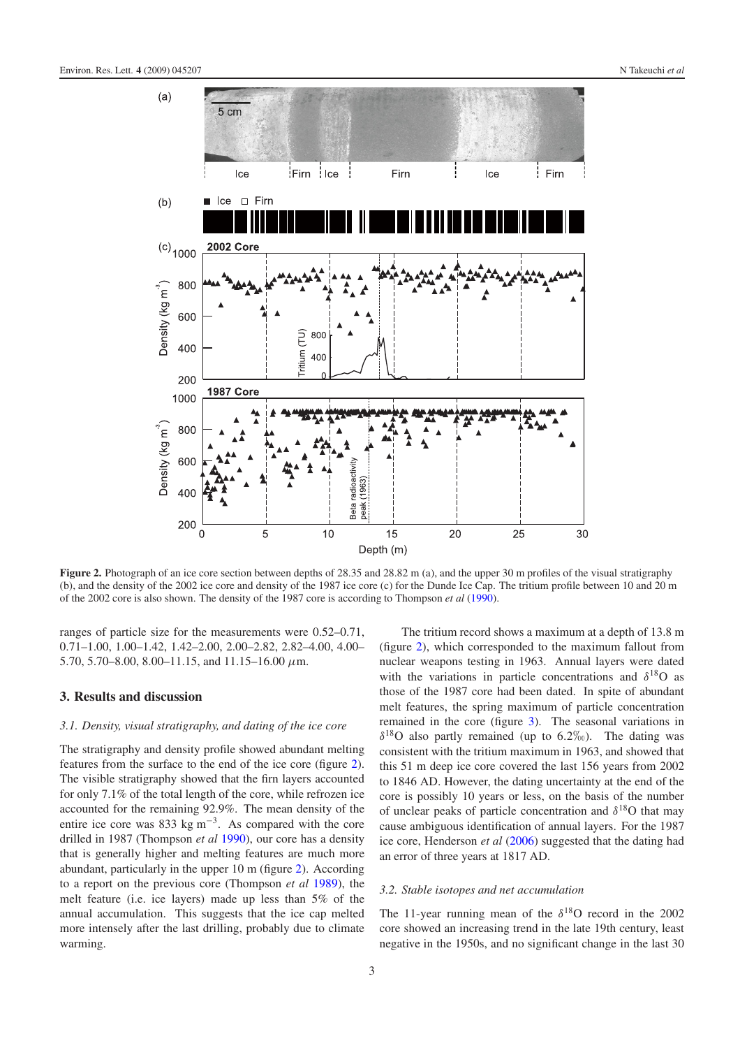**Figure 2.** Photograph of an ice core section between depths of 28.35 and 28.82 m (a), and the upper 30 m profiles of the visual stratigraphy (b), and the density of the 2002 ice core and density of the 1987 ice core (c) for the Dunde Ice Cap. The tritium profile between 10 and 20 m of the 2002 core is also shown. The density of the 1987 core is according to Thompson *et al* (1990).

ranges of particle size for the measurements were 0.52–0.71, 0.71–1.00, 1.00–1.42, 1.42–2.00, 2.00–2.82, 2.82–4.00, 4.00–5.70, 5.70–8.00, 8.00–11.15, and 11.15–16.00 $\mu$m.

## 3. Results and discussion

### *3.1. Density, visual stratigraphy, and dating of the ice core*

The stratigraphy and density profile showed abundant melting features from the surface to the end of the ice core (figure 2). The visible stratigraphy showed that the firn layers accounted for only 7.1% of the total length of the core, while refrozen ice accounted for the remaining 92.9%. The mean density of the entire ice core was 833 kg m$^{-3}$. As compared with the core drilled in 1987 (Thompson *et al* 1990), our core has a density that is generally higher and melting features are much more abundant, particularly in the upper 10 m (figure 2). According to a report on the previous core (Thompson *et al* 1989), the melt feature (i.e. ice layers) made up less than 5% of the annual accumulation. This suggests that the ice cap melted more intensely after the last drilling, probably due to climate warming.

The tritium record shows a maximum at a depth of 13.8 m (figure 2), which corresponded to the maximum fallout from nuclear weapons testing in 1963. Annual layers were dated with the variations in particle concentrations and $\delta^{18}$O as those of the 1987 core had been dated. In spite of abundant melt features, the spring maximum of particle concentration remained in the core (figure 3). The seasonal variations in $\delta^{18}$O also partly remained (up to 6.2‰). The dating was consistent with the tritium maximum in 1963, and showed that this 51 m deep ice core covered the last 156 years from 2002 to 1846 AD. However, the dating uncertainty at the end of the core is possibly 10 years or less, on the basis of the number of unclear peaks of particle concentration and $\delta^{18}$O that may cause ambiguous identification of annual layers. For the 1987 ice core, Henderson *et al* (2006) suggested that the dating had an error of three years at 1817 AD.

### *3.2. Stable isotopes and net accumulation*

The 11-year running mean of the $\delta^{18}$O record in the 2002 core showed an increasing trend in the late 19th century, least negative in the 1950s, and no significant change in the last 30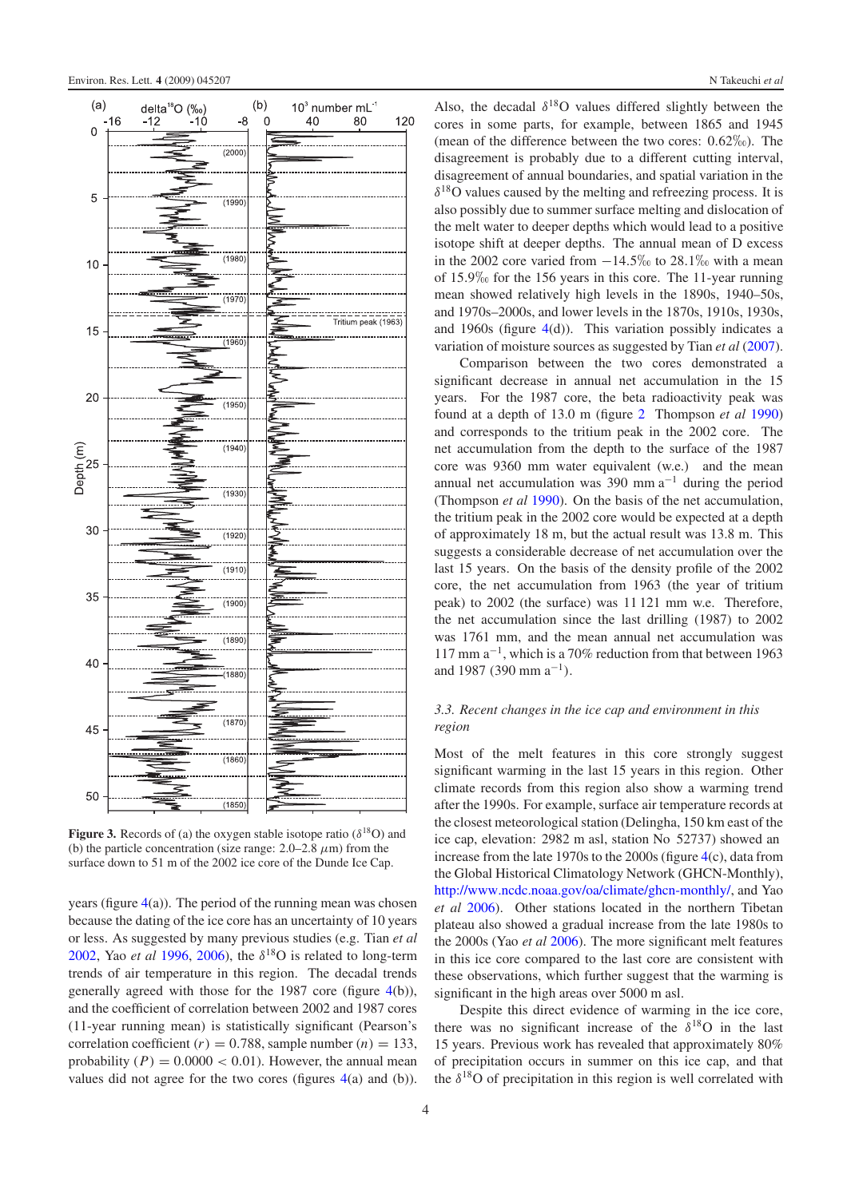**Figure 3.** Records of (a) the oxygen stable isotope ratio ($\delta^{18}$O) and (b) the particle concentration (size range: 2.0–2.8 $\mu$m) from the surface down to 51 m of the 2002 ice core of the Dunde Ice Cap.

years (figure 4(a)). The period of the running mean was chosen because the dating of the ice core has an uncertainty of 10 years or less. As suggested by many previous studies (e.g. Tian *et al* 2002, Yao *et al* 1996, 2006), the $\delta^{18}$O is related to long-term trends of air temperature in this region. The decadal trends generally agreed with those for the 1987 core (figure 4(b)), and the coefficient of correlation between 2002 and 1987 cores (11-year running mean) is statistically significant (Pearson's correlation coefficient ($r$) = 0.788, sample number ($n$) = 133, probability ($P$) = 0.0000 < 0.01). However, the annual mean values did not agree for the two cores (figures 4(a) and (b)). Also, the decadal $\delta^{18}$O values differed slightly between the cores in some parts, for example, between 1865 and 1945 (mean of the difference between the two cores: 0.62‰). The disagreement is probably due to a different cutting interval, disagreement of annual boundaries, and spatial variation in the $\delta^{18}$O values caused by the melting and refreezing process. It is also possibly due to summer surface melting and dislocation of the melt water to deeper depths which would lead to a positive isotope shift at deeper depths. The annual mean of D excess in the 2002 core varied from −14.5‰ to 28.1‰ with a mean of 15.9‰ for the 156 years in this core. The 11-year running mean showed relatively high levels in the 1890s, 1940–50s, and 1970s–2000s, and lower levels in the 1870s, 1910s, 1930s, and 1960s (figure 4(d)). This variation possibly indicates a variation of moisture sources as suggested by Tian *et al* (2007).

Comparison between the two cores demonstrated a significant decrease in annual net accumulation in the 15 years. For the 1987 core, the beta radioactivity peak was found at a depth of 13.0 m (figure 2 Thompson *et al* 1990) and corresponds to the tritium peak in the 2002 core. The net accumulation from the depth to the surface of the 1987 core was 9360 mm water equivalent (w.e.) and the mean annual net accumulation was 390 mm a$^{-1}$ during the period (Thompson *et al* 1990). On the basis of the net accumulation, the tritium peak in the 2002 core would be expected at a depth of approximately 18 m, but the actual result was 13.8 m. This suggests a considerable decrease of net accumulation over the last 15 years. On the basis of the density profile of the 2002 core, the net accumulation from 1963 (the year of tritium peak) to 2002 (the surface) was 11 121 mm w.e. Therefore, the net accumulation since the last drilling (1987) to 2002 was 1761 mm, and the mean annual net accumulation was 117 mm a$^{-1}$, which is a 70% reduction from that between 1963 and 1987 (390 mm a$^{-1}$).

### *3.3. Recent changes in the ice cap and environment in this region*

Most of the melt features in this core strongly suggest significant warming in the last 15 years in this region. Other climate records from this region also show a warming trend after the 1990s. For example, surface air temperature records at the closest meteorological station (Delingha, 150 km east of the ice cap, elevation: 2982 m asl, station No 52737) showed an increase from the late 1970s to the 2000s (figure 4(c), data from the Global Historical Climatology Network (GHCN-Monthly), http://www.ncdc.noaa.gov/oa/climate/ghcn-monthly/, and Yao *et al* 2006). Other stations located in the northern Tibetan plateau also showed a gradual increase from the late 1980s to the 2000s (Yao *et al* 2006). The more significant melt features in this ice core compared to the last core are consistent with these observations, which further suggest that the warming is significant in the high areas over 5000 m asl.

Despite this direct evidence of warming in the ice core, there was no significant increase of the $\delta^{18}$O in the last 15 years. Previous work has revealed that approximately 80% of precipitation occurs in summer on this ice cap, and that the $\delta^{18}$O of precipitation in this region is well correlated with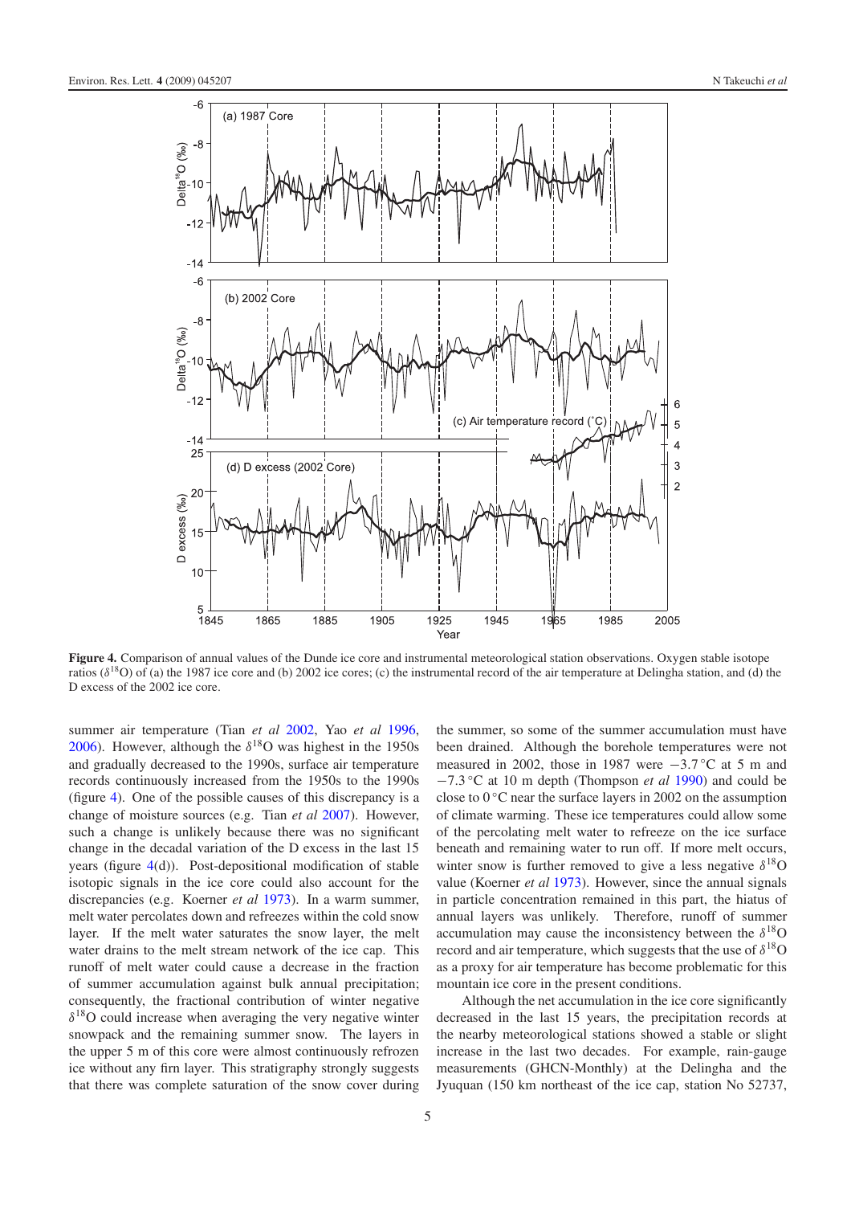**Figure 4.** Comparison of annual values of the Dunde ice core and instrumental meteorological station observations. Oxygen stable isotope ratios ($\delta^{18}$O) of (a) the 1987 ice core and (b) 2002 ice cores; (c) the instrumental record of the air temperature at Delingha station, and (d) the D excess of the 2002 ice core.

summer air temperature (Tian *et al* 2002, Yao *et al* 1996, 2006). However, although the $\delta^{18}$O was highest in the 1950s and gradually decreased to the 1990s, surface air temperature records continuously increased from the 1950s to the 1990s (figure 4). One of the possible causes of this discrepancy is a change of moisture sources (e.g. Tian *et al* 2007). However, such a change is unlikely because there was no significant change in the decadal variation of the D excess in the last 15 years (figure 4(d)). Post-depositional modification of stable isotopic signals in the ice core could also account for the discrepancies (e.g. Koerner *et al* 1973). In a warm summer, melt water percolates down and refreezes within the cold snow layer. If the melt water saturates the snow layer, the melt water drains to the melt stream network of the ice cap. This runoff of melt water could cause a decrease in the fraction of summer accumulation against bulk annual precipitation; consequently, the fractional contribution of winter negative $\delta^{18}$O could increase when averaging the very negative winter snowpack and the remaining summer snow. The layers in the upper 5 m of this core were almost continuously refrozen ice without any firn layer. This stratigraphy strongly suggests that there was complete saturation of the snow cover during the summer, so some of the summer accumulation must have been drained. Although the borehole temperatures were not measured in 2002, those in 1987 were −3.7 °C at 5 m and −7.3 °C at 10 m depth (Thompson *et al* 1990) and could be close to 0 °C near the surface layers in 2002 on the assumption of climate warming. These ice temperatures could allow some of the percolating melt water to refreeze on the ice surface beneath and remaining water to run off. If more melt occurs, winter snow is further removed to give a less negative $\delta^{18}$O value (Koerner *et al* 1973). However, since the annual signals in particle concentration remained in this part, the hiatus of annual layers was unlikely. Therefore, runoff of summer accumulation may cause the inconsistency between the $\delta^{18}$O record and air temperature, which suggests that the use of $\delta^{18}$O as a proxy for air temperature has become problematic for this mountain ice core in the present conditions.

Although the net accumulation in the ice core significantly decreased in the last 15 years, the precipitation records at the nearby meteorological stations showed a stable or slight increase in the last two decades. For example, rain-gauge measurements (GHCN-Monthly) at the Delingha and the Jyuquan (150 km northeast of the ice cap, station No 52737,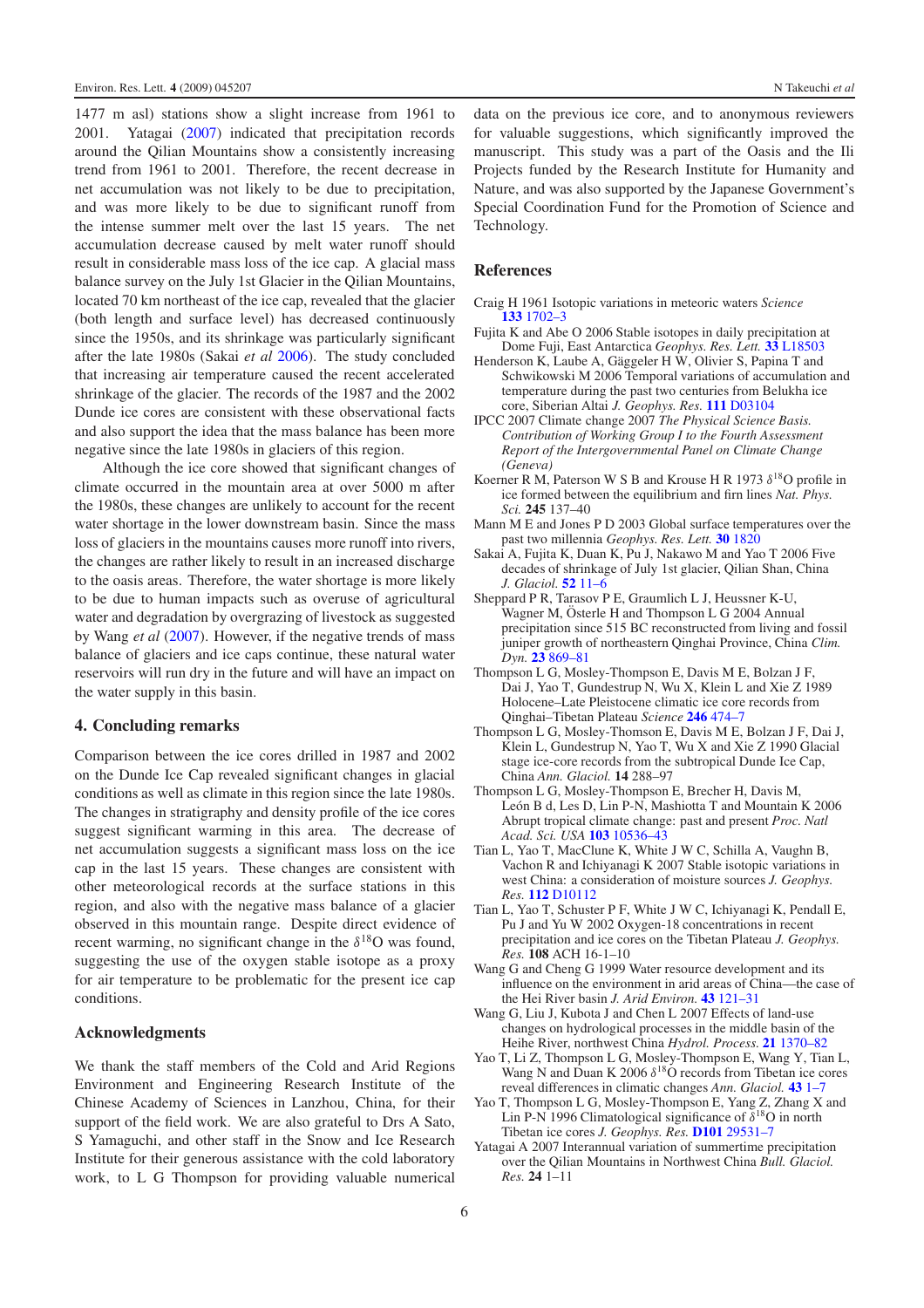1477 m asl) stations show a slight increase from 1961 to 2001. Yatagai (2007) indicated that precipitation records around the Qilian Mountains show a consistently increasing trend from 1961 to 2001. Therefore, the recent decrease in net accumulation was not likely to be due to precipitation, and was more likely to be due to significant runoff from the intense summer melt over the last 15 years. The net accumulation decrease caused by melt water runoff should result in considerable mass loss of the ice cap. A glacial mass balance survey on the July 1st Glacier in the Qilian Mountains, located 70 km northeast of the ice cap, revealed that the glacier (both length and surface level) has decreased continuously since the 1950s, and its shrinkage was particularly significant after the late 1980s (Sakai *et al* 2006). The study concluded that increasing air temperature caused the recent accelerated shrinkage of the glacier. The records of the 1987 and the 2002 Dunde ice cores are consistent with these observational facts and also support the idea that the mass balance has been more negative since the late 1980s in glaciers of this region.

Although the ice core showed that significant changes of climate occurred in the mountain area at over 5000 m after the 1980s, these changes are unlikely to account for the recent water shortage in the lower downstream basin. Since the mass loss of glaciers in the mountains causes more runoff into rivers, the changes are rather likely to result in an increased discharge to the oasis areas. Therefore, the water shortage is more likely to be due to human impacts such as overuse of agricultural water and degradation by overgrazing of livestock as suggested by Wang *et al* (2007). However, if the negative trends of mass balance of glaciers and ice caps continue, these natural water reservoirs will run dry in the future and will have an impact on the water supply in this basin.

## 4. Concluding remarks

Comparison between the ice cores drilled in 1987 and 2002 on the Dunde Ice Cap revealed significant changes in glacial conditions as well as climate in this region since the late 1980s. The changes in stratigraphy and density profile of the ice cores suggest significant warming in this area. The decrease of net accumulation suggests a significant mass loss on the ice cap in the last 15 years. These changes are consistent with other meteorological records at the surface stations in this region, and also with the negative mass balance of a glacier observed in this mountain range. Despite direct evidence of recent warming, no significant change in the $\delta^{18}$O was found, suggesting the use of the oxygen stable isotope as a proxy for air temperature to be problematic for the present ice cap conditions.

## Acknowledgments

We thank the staff members of the Cold and Arid Regions Environment and Engineering Research Institute of the Chinese Academy of Sciences in Lanzhou, China, for their support of the field work. We are also grateful to Drs A Sato, S Yamaguchi, and other staff in the Snow and Ice Research Institute for their generous assistance with the cold laboratory work, to L G Thompson for providing valuable numerical data on the previous ice core, and to anonymous reviewers for valuable suggestions, which significantly improved the manuscript. This study was a part of the Oasis and the Ili Projects funded by the Research Institute for Humanity and Nature, and was also supported by the Japanese Government's Special Coordination Fund for the Promotion of Science and Technology.

## References

Craig H 1961 Isotopic variations in meteoric waters *Science* **133** 1702–3

Fujita K and Abe O 2006 Stable isotopes in daily precipitation at Dome Fuji, East Antarctica *Geophys. Res. Lett.* **33** L18503

Henderson K, Laube A, Gäggeler H W, Olivier S, Papina T and Schwikowski M 2006 Temporal variations of accumulation and temperature during the past two centuries from Belukha ice core, Siberian Altai *J. Geophys. Res.* **111** D03104

IPCC 2007 Climate change 2007 *The Physical Science Basis. Contribution of Working Group I to the Fourth Assessment Report of the Intergovernmental Panel on Climate Change (Geneva)*

Koerner R M, Paterson W S B and Krouse H R 1973 $\delta^{18}$O profile in ice formed between the equilibrium and firn lines *Nat. Phys. Sci.* **245** 137–40

Mann M E and Jones P D 2003 Global surface temperatures over the past two millennia *Geophys. Res. Lett.* **30** 1820

Sakai A, Fujita K, Duan K, Pu J, Nakawo M and Yao T 2006 Five decades of shrinkage of July 1st glacier, Qilian Shan, China *J. Glaciol.* **52** 11–6

Sheppard P R, Tarasov P E, Graumlich L J, Heussner K-U, Wagner M, Österle H and Thompson L G 2004 Annual precipitation since 515 BC reconstructed from living and fossil juniper growth of northeastern Qinghai Province, China *Clim. Dyn.* **23** 869–81

Thompson L G, Mosley-Thompson E, Davis M E, Bolzan J F, Dai J, Yao T, Gundestrup N, Wu X, Klein L and Xie Z 1989 Holocene–Late Pleistocene climatic ice core records from Qinghai–Tibetan Plateau *Science* **246** 474–7

Thompson L G, Mosley-Thomson E, Davis M E, Bolzan J F, Dai J, Klein L, Gundestrup N, Yao T, Wu X and Xie Z 1990 Glacial stage ice-core records from the subtropical Dunde Ice Cap, China *Ann. Glaciol.* **14** 288–97

Thompson L G, Mosley-Thompson E, Brecher H, Davis M, León B d, Les D, Lin P-N, Mashiotta T and Mountain K 2006 Abrupt tropical climate change: past and present *Proc. Natl Acad. Sci. USA* **103** 10536–43

Tian L, Yao T, MacClune K, White J W C, Schilla A, Vaughn B, Vachon R and Ichiyanagi K 2007 Stable isotopic variations in west China: a consideration of moisture sources *J. Geophys. Res.* **112** D10112

Tian L, Yao T, Schuster P F, White J W C, Ichiyanagi K, Pendall E, Pu J and Yu W 2002 Oxygen-18 concentrations in recent precipitation and ice cores on the Tibetan Plateau *J. Geophys. Res.* **108** ACH 16 1–10

Wang G and Cheng G 1999 Water resource development and its influence on the environment in arid areas of China—the case of the Hei River basin *J. Arid Environ.* **43** 121–31

Wang G, Liu J, Kubota J and Chen L 2007 Effects of land-use changes on hydrological processes in the middle basin of the Heihe River, northwest China *Hydrol. Process.* **21** 1370–82

Yao T, Li Z, Thompson L G, Mosley-Thompson E, Wang Y, Tian L, Wang N and Duan K 2006 $\delta^{18}$O records from Tibetan ice cores reveal differences in climatic changes *Ann. Glaciol.* **43** 1–7

Yao T, Thompson L G, Mosley-Thompson E, Yang Z, Zhang X and Lin P-N 1996 Climatological significance of $\delta^{18}$O in north Tibetan ice cores *J. Geophys. Res.* **D101** 29531–7

Yatagai A 2007 Interannual variation of summertime precipitation over the Qilian Mountains in Northwest China *Bull. Glaciol. Res.* **24** 1–11